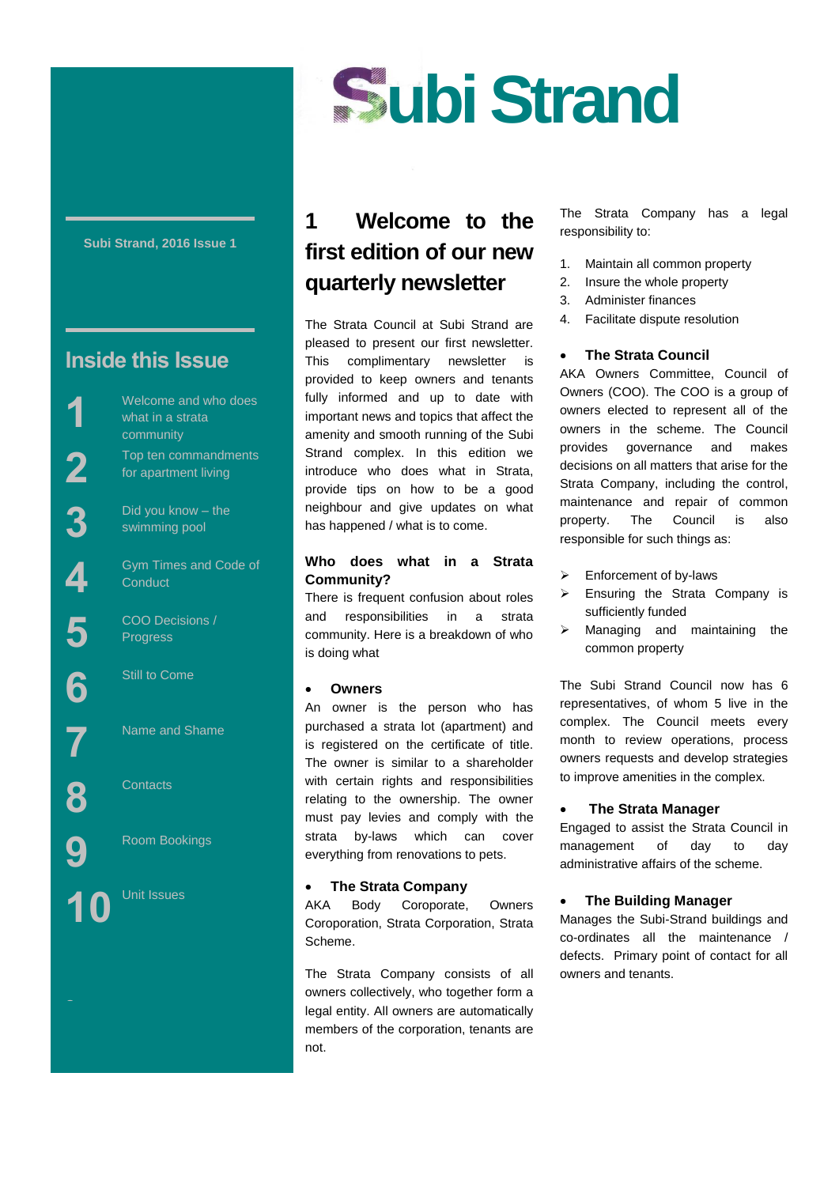# Subi Strand

Subi Strand, 2016 Issue 1

## Inside this Issue

1. Welcome and who does what in a strata community
2. Top ten commandments for apartment living
3. Did you know – the swimming pool
4. Gym Times and Code of Conduct
5. COO Decisions / Progress
6. Still to Come
7. Name and Shame
8. Contacts
9. Room Bookings
10. Unit Issues

## 1 Welcome to the first edition of our new quarterly newsletter

The Strata Council at Subi Strand are pleased to present our first newsletter. This complimentary newsletter is provided to keep owners and tenants fully informed and up to date with important news and topics that affect the amenity and smooth running of the Subi Strand complex. In this edition we introduce who does what in Strata, provide tips on how to be a good neighbour and give updates on what has happened / what is to come.

### Who does what in a Strata Community?

There is frequent confusion about roles and responsibilities in a strata community. Here is a breakdown of who is doing what

- **Owners**

An owner is the person who has purchased a strata lot (apartment) and is registered on the certificate of title. The owner is similar to a shareholder with certain rights and responsibilities relating to the ownership. The owner must pay levies and comply with the strata by-laws which can cover everything from renovations to pets.

- **The Strata Company**

AKA Body Coroporate, Owners Coroporation, Strata Corporation, Strata Scheme.

The Strata Company consists of all owners collectively, who together form a legal entity. All owners are automatically members of the corporation, tenants are not.

The Strata Company has a legal responsibility to:

1. Maintain all common property
2. Insure the whole property
3. Administer finances
4. Facilitate dispute resolution

- **The Strata Council**

AKA Owners Committee, Council of Owners (COO). The COO is a group of owners elected to represent all of the owners in the scheme. The Council provides governance and makes decisions on all matters that arise for the Strata Company, including the control, maintenance and repair of common property. The Council is also responsible for such things as:

- Enforcement of by-laws
- Ensuring the Strata Company is sufficiently funded
- Managing and maintaining the common property

The Subi Strand Council now has 6 representatives, of whom 5 live in the complex. The Council meets every month to review operations, process owners requests and develop strategies to improve amenities in the complex.

- **The Strata Manager**

Engaged to assist the Strata Council in management of day to day administrative affairs of the scheme.

- **The Building Manager**

Manages the Subi-Strand buildings and co-ordinates all the maintenance / defects. Primary point of contact for all owners and tenants.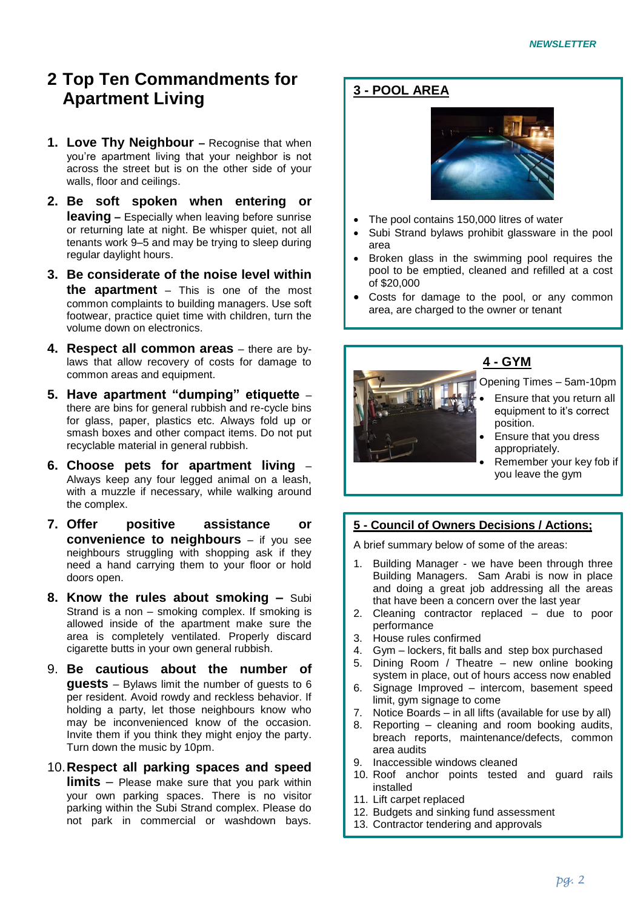## 2 Top Ten Commandments for Apartment Living

1. **Love Thy Neighbour –** Recognise that when you're apartment living that your neighbor is not across the street but is on the other side of your walls, floor and ceilings.
2. **Be soft spoken when entering or leaving –** Especially when leaving before sunrise or returning late at night. Be whisper quiet, not all tenants work 9–5 and may be trying to sleep during regular daylight hours.
3. **Be considerate of the noise level within the apartment** – This is one of the most common complaints to building managers. Use soft footwear, practice quiet time with children, turn the volume down on electronics.
4. **Respect all common areas** – there are by-laws that allow recovery of costs for damage to common areas and equipment.
5. **Have apartment "dumping" etiquette** – there are bins for general rubbish and re-cycle bins for glass, paper, plastics etc. Always fold up or smash boxes and other compact items. Do not put recyclable material in general rubbish.
6. **Choose pets for apartment living** – Always keep any four legged animal on a leash, with a muzzle if necessary, while walking around the complex.
7. **Offer positive assistance or convenience to neighbours** – if you see neighbours struggling with shopping ask if they need a hand carrying them to your floor or hold doors open.
8. **Know the rules about smoking –** Subi Strand is a non – smoking complex. If smoking is allowed inside of the apartment make sure the area is completely ventilated. Properly discard cigarette butts in your own general rubbish.
9. **Be cautious about the number of guests** – Bylaws limit the number of guests to 6 per resident. Avoid rowdy and reckless behavior. If holding a party, let those neighbours know who may be inconvenienced know of the occasion. Invite them if you think they might enjoy the party. Turn down the music by 10pm.
10. **Respect all parking spaces and speed limits** – Please make sure that you park within your own parking spaces. There is no visitor parking within the Subi Strand complex. Please do not park in commercial or washdown bays.

### 3 - POOL AREA

- The pool contains 150,000 litres of water
- Subi Strand bylaws prohibit glassware in the pool area
- Broken glass in the swimming pool requires the pool to be emptied, cleaned and refilled at a cost of $20,000
- Costs for damage to the pool, or any common area, are charged to the owner or tenant

### 4 - GYM

Opening Times – 5am-10pm

- Ensure that you return all equipment to it's correct position.
- Ensure that you dress appropriately.
- Remember your key fob if you leave the gym

### 5 - Council of Owners Decisions / Actions;

A brief summary below of some of the areas:

1. Building Manager - we have been through three Building Managers. Sam Arabi is now in place and doing a great job addressing all the areas that have been a concern over the last year
2. Cleaning contractor replaced – due to poor performance
3. House rules confirmed
4. Gym – lockers, fit balls and step box purchased
5. Dining Room / Theatre – new online booking system in place, out of hours access now enabled
6. Signage Improved – intercom, basement speed limit, gym signage to come
7. Notice Boards – in all lifts (available for use by all)
8. Reporting – cleaning and room booking audits, breach reports, maintenance/defects, common area audits
9. Inaccessible windows cleaned
10. Roof anchor points tested and guard rails installed
11. Lift carpet replaced
12. Budgets and sinking fund assessment
13. Contractor tendering and approvals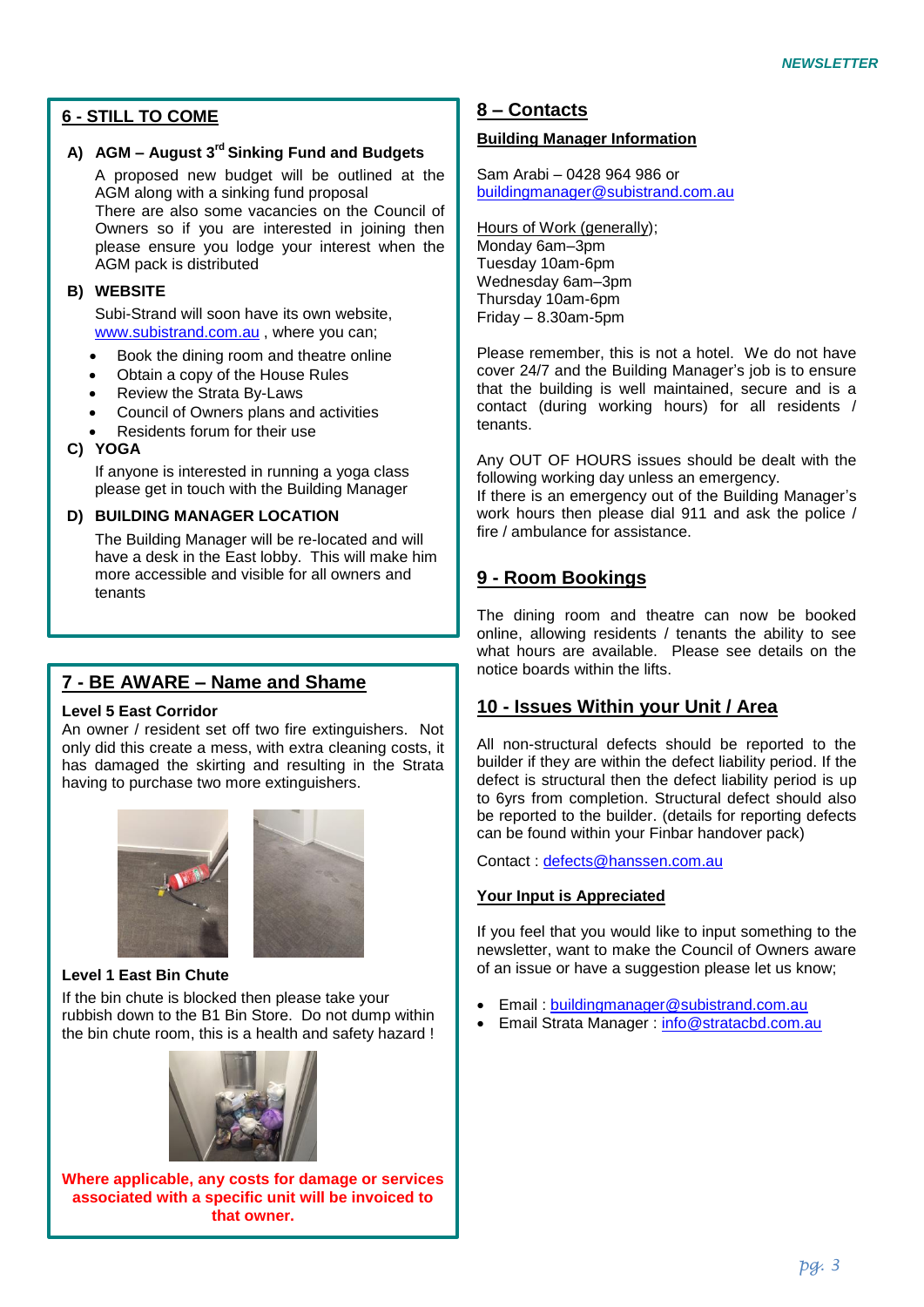## 6 - STILL TO COME

**A) AGM – August 3rd Sinking Fund and Budgets**

A proposed new budget will be outlined at the AGM along with a sinking fund proposal
There are also some vacancies on the Council of Owners so if you are interested in joining then please ensure you lodge your interest when the AGM pack is distributed

**B) WEBSITE**

Subi-Strand will soon have its own website, www.substrand.com.au , where you can;

- Book the dining room and theatre online
- Obtain a copy of the House Rules
- Review the Strata By-Laws
- Council of Owners plans and activities
- Residents forum for their use

**C) YOGA**

If anyone is interested in running a yoga class please get in touch with the Building Manager

**D) BUILDING MANAGER LOCATION**

The Building Manager will be re-located and will have a desk in the East lobby. This will make him more accessible and visible for all owners and tenants

## 7 - BE AWARE – Name and Shame

**Level 5 East Corridor**

An owner / resident set off two fire extinguishers. Not only did this create a mess, with extra cleaning costs, it has damaged the skirting and resulting in the Strata having to purchase two more extinguishers.

**Level 1 East Bin Chute**

If the bin chute is blocked then please take your rubbish down to the B1 Bin Store. Do not dump within the bin chute room, this is a health and safety hazard !

**Where applicable, any costs for damage or services associated with a specific unit will be invoiced to that owner.**

## 8 – Contacts

**Building Manager Information**

Sam Arabi – 0428 964 986 or
buildingmanager@subistrand.com.au

Hours of Work (generally);
Monday 6am–3pm
Tuesday 10am-6pm
Wednesday 6am–3pm
Thursday 10am-6pm
Friday – 8.30am-5pm

Please remember, this is not a hotel. We do not have cover 24/7 and the Building Manager's job is to ensure that the building is well maintained, secure and is a contact (during working hours) for all residents / tenants.

Any OUT OF HOURS issues should be dealt with the following working day unless an emergency.
If there is an emergency out of the Building Manager's work hours then please dial 911 and ask the police / fire / ambulance for assistance.

## 9 - Room Bookings

The dining room and theatre can now be booked online, allowing residents / tenants the ability to see what hours are available. Please see details on the notice boards within the lifts.

## 10 - Issues Within your Unit / Area

All non-structural defects should be reported to the builder if they are within the defect liability period. If the defect is structural then the defect liability period is up to 6yrs from completion. Structural defect should also be reported to the builder. (details for reporting defects can be found within your Finbar handover pack)

Contact : defects@hanssen.com.au

**Your Input is Appreciated**

If you feel that you would like to input something to the newsletter, want to make the Council of Owners aware of an issue or have a suggestion please let us know;

- Email : buildingmanager@subistrand.com.au
- Email Strata Manager : info@stratacbd.com.au